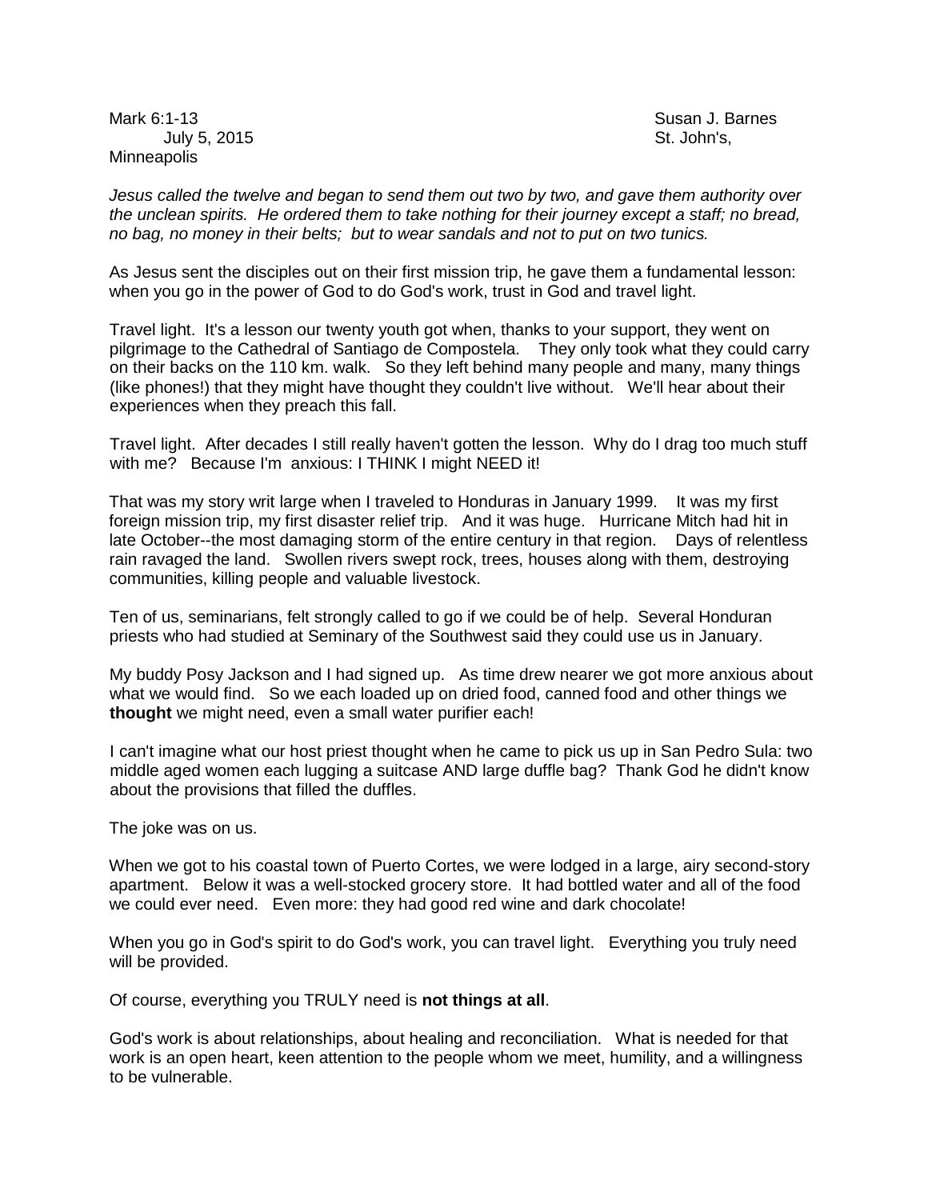Mark 6:1-13 Susan J. Barnes
July 5, 2015 St. John's, Minneapolis

*Jesus called the twelve and began to send them out two by two, and gave them authority over the unclean spirits. He ordered them to take nothing for their journey except a staff; no bread, no bag, no money in their belts; but to wear sandals and not to put on two tunics.*

As Jesus sent the disciples out on their first mission trip, he gave them a fundamental lesson: when you go in the power of God to do God's work, trust in God and travel light.

Travel light. It's a lesson our twenty youth got when, thanks to your support, they went on pilgrimage to the Cathedral of Santiago de Compostela. They only took what they could carry on their backs on the 110 km. walk. So they left behind many people and many, many things (like phones!) that they might have thought they couldn't live without. We'll hear about their experiences when they preach this fall.

Travel light. After decades I still really haven't gotten the lesson. Why do I drag too much stuff with me? Because I'm anxious: I THINK I might NEED it!

That was my story writ large when I traveled to Honduras in January 1999. It was my first foreign mission trip, my first disaster relief trip. And it was huge. Hurricane Mitch had hit in late October--the most damaging storm of the entire century in that region. Days of relentless rain ravaged the land. Swollen rivers swept rock, trees, houses along with them, destroying communities, killing people and valuable livestock.

Ten of us, seminarians, felt strongly called to go if we could be of help. Several Honduran priests who had studied at Seminary of the Southwest said they could use us in January.

My buddy Posy Jackson and I had signed up. As time drew nearer we got more anxious about what we would find. So we each loaded up on dried food, canned food and other things we **thought** we might need, even a small water purifier each!

I can't imagine what our host priest thought when he came to pick us up in San Pedro Sula: two middle aged women each lugging a suitcase AND large duffle bag? Thank God he didn't know about the provisions that filled the duffles.

The joke was on us.

When we got to his coastal town of Puerto Cortes, we were lodged in a large, airy second-story apartment. Below it was a well-stocked grocery store. It had bottled water and all of the food we could ever need. Even more: they had good red wine and dark chocolate!

When you go in God's spirit to do God's work, you can travel light. Everything you truly need will be provided.

Of course, everything you TRULY need is **not things at all**.

God's work is about relationships, about healing and reconciliation. What is needed for that work is an open heart, keen attention to the people whom we meet, humility, and a willingness to be vulnerable.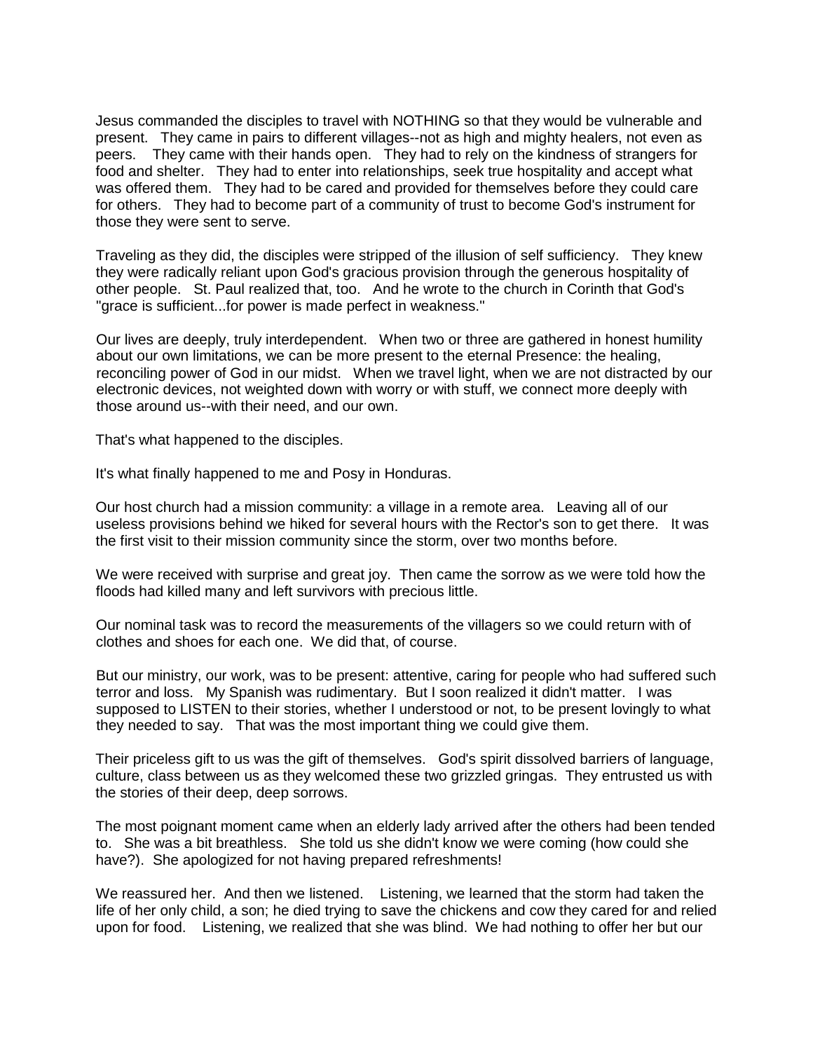Jesus commanded the disciples to travel with NOTHING so that they would be vulnerable and present. They came in pairs to different villages--not as high and mighty healers, not even as peers. They came with their hands open. They had to rely on the kindness of strangers for food and shelter. They had to enter into relationships, seek true hospitality and accept what was offered them. They had to be cared and provided for themselves before they could care for others. They had to become part of a community of trust to become God's instrument for those they were sent to serve.

Traveling as they did, the disciples were stripped of the illusion of self sufficiency. They knew they were radically reliant upon God's gracious provision through the generous hospitality of other people. St. Paul realized that, too. And he wrote to the church in Corinth that God's "grace is sufficient...for power is made perfect in weakness."

Our lives are deeply, truly interdependent. When two or three are gathered in honest humility about our own limitations, we can be more present to the eternal Presence: the healing, reconciling power of God in our midst. When we travel light, when we are not distracted by our electronic devices, not weighted down with worry or with stuff, we connect more deeply with those around us--with their need, and our own.

That's what happened to the disciples.

It's what finally happened to me and Posy in Honduras.

Our host church had a mission community: a village in a remote area. Leaving all of our useless provisions behind we hiked for several hours with the Rector's son to get there. It was the first visit to their mission community since the storm, over two months before.

We were received with surprise and great joy. Then came the sorrow as we were told how the floods had killed many and left survivors with precious little.

Our nominal task was to record the measurements of the villagers so we could return with of clothes and shoes for each one. We did that, of course.

But our ministry, our work, was to be present: attentive, caring for people who had suffered such terror and loss. My Spanish was rudimentary. But I soon realized it didn't matter. I was supposed to LISTEN to their stories, whether I understood or not, to be present lovingly to what they needed to say. That was the most important thing we could give them.

Their priceless gift to us was the gift of themselves. God's spirit dissolved barriers of language, culture, class between us as they welcomed these two grizzled gringas. They entrusted us with the stories of their deep, deep sorrows.

The most poignant moment came when an elderly lady arrived after the others had been tended to. She was a bit breathless. She told us she didn't know we were coming (how could she have?). She apologized for not having prepared refreshments!

We reassured her. And then we listened. Listening, we learned that the storm had taken the life of her only child, a son; he died trying to save the chickens and cow they cared for and relied upon for food. Listening, we realized that she was blind. We had nothing to offer her but our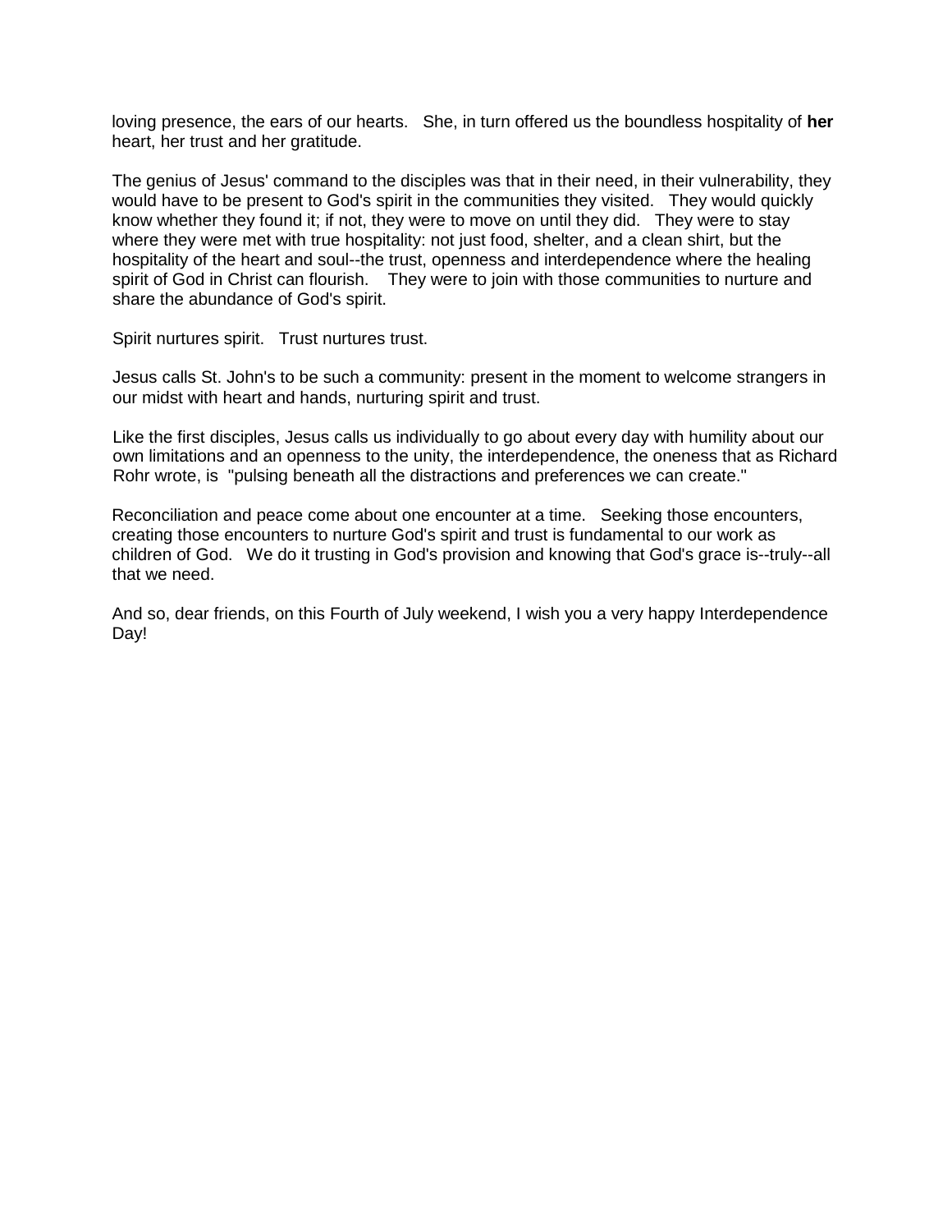loving presence, the ears of our hearts. She, in turn offered us the boundless hospitality of **her** heart, her trust and her gratitude.

The genius of Jesus' command to the disciples was that in their need, in their vulnerability, they would have to be present to God's spirit in the communities they visited. They would quickly know whether they found it; if not, they were to move on until they did. They were to stay where they were met with true hospitality: not just food, shelter, and a clean shirt, but the hospitality of the heart and soul--the trust, openness and interdependence where the healing spirit of God in Christ can flourish. They were to join with those communities to nurture and share the abundance of God's spirit.

Spirit nurtures spirit. Trust nurtures trust.

Jesus calls St. John's to be such a community: present in the moment to welcome strangers in our midst with heart and hands, nurturing spirit and trust.

Like the first disciples, Jesus calls us individually to go about every day with humility about our own limitations and an openness to the unity, the interdependence, the oneness that as Richard Rohr wrote, is "pulsing beneath all the distractions and preferences we can create."

Reconciliation and peace come about one encounter at a time. Seeking those encounters, creating those encounters to nurture God's spirit and trust is fundamental to our work as children of God. We do it trusting in God's provision and knowing that God's grace is--truly--all that we need.

And so, dear friends, on this Fourth of July weekend, I wish you a very happy Interdependence Day!